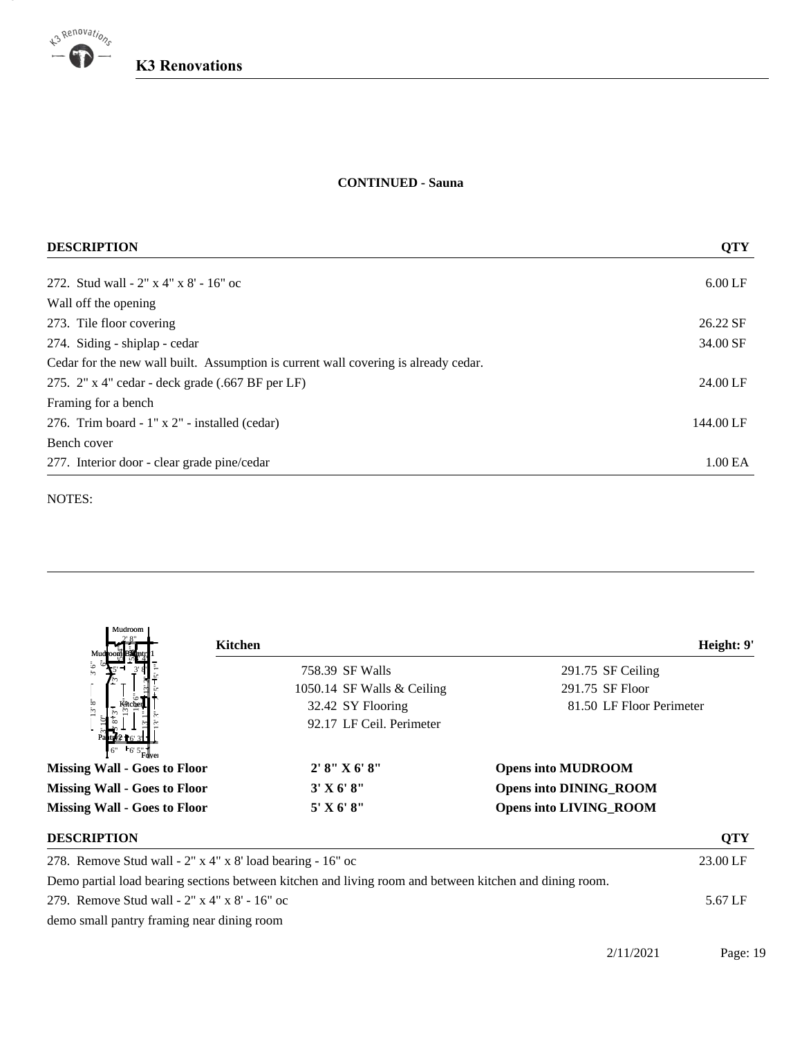**CONTINUED - Sauna**

| DESCRIPTION | QTY |
|---|---|
| 272. Stud wall - 2" x 4" x 8' - 16" oc | 6.00 LF |
| Wall off the opening | |
| 273. Tile floor covering | 26.22 SF |
| 274. Siding - shiplap - cedar | 34.00 SF |
| Cedar for the new wall built. Assumption is current wall covering is already cedar. | |
| 275. 2" x 4" cedar - deck grade (.667 BF per LF) | 24.00 LF |
| Framing for a bench | |
| 276. Trim board - 1" x 2" - installed (cedar) | 144.00 LF |
| Bench cover | |
| 277. Interior door - clear grade pine/cedar | 1.00 EA |

NOTES:

---

**Kitchen** — **Height: 9'**

| | |
|---|---|
| 758.39 SF Walls | 291.75 SF Ceiling |
| 1050.14 SF Walls & Ceiling | 291.75 SF Floor |
| 32.42 SY Flooring | 81.50 LF Floor Perimeter |
| 92.17 LF Ceil. Perimeter | |

| | | |
|---|---|---|
| **Missing Wall - Goes to Floor** | **2' 8" X 6' 8"** | **Opens into MUDROOM** |
| **Missing Wall - Goes to Floor** | **3' X 6' 8"** | **Opens into DINING_ROOM** |
| **Missing Wall - Goes to Floor** | **5' X 6' 8"** | **Opens into LIVING_ROOM** |

| DESCRIPTION | QTY |
|---|---|
| 278. Remove Stud wall - 2" x 4" x 8' load bearing - 16" oc | 23.00 LF |
| Demo partial load bearing sections between kitchen and living room and between kitchen and dining room. | |
| 279. Remove Stud wall - 2" x 4" x 8' - 16" oc | 5.67 LF |
| demo small pantry framing near dining room | |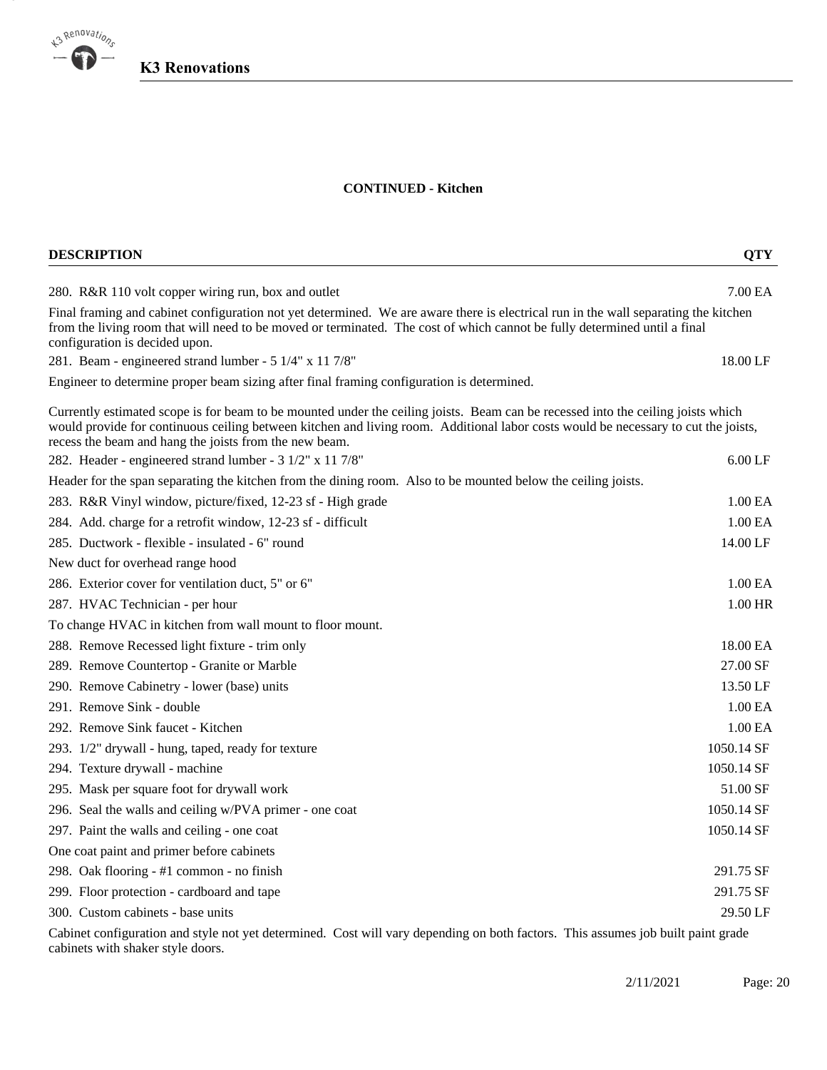## CONTINUED - Kitchen

| DESCRIPTION | QTY |
|---|---|
| 280. R&R 110 volt copper wiring run, box and outlet | 7.00 EA |
| Final framing and cabinet configuration not yet determined. We are aware there is electrical run in the wall separating the kitchen from the living room that will need to be moved or terminated. The cost of which cannot be fully determined until a final configuration is decided upon. | |
| 281. Beam - engineered strand lumber - 5 1/4" x 11 7/8" | 18.00 LF |
| Engineer to determine proper beam sizing after final framing configuration is determined. | |
| Currently estimated scope is for beam to be mounted under the ceiling joists. Beam can be recessed into the ceiling joists which would provide for continuous ceiling between kitchen and living room. Additional labor costs would be necessary to cut the joists, recess the beam and hang the joists from the new beam. | |
| 282. Header - engineered strand lumber - 3 1/2" x 11 7/8" | 6.00 LF |
| Header for the span separating the kitchen from the dining room. Also to be mounted below the ceiling joists. | |
| 283. R&R Vinyl window, picture/fixed, 12-23 sf - High grade | 1.00 EA |
| 284. Add. charge for a retrofit window, 12-23 sf - difficult | 1.00 EA |
| 285. Ductwork - flexible - insulated - 6" round | 14.00 LF |
| New duct for overhead range hood | |
| 286. Exterior cover for ventilation duct, 5" or 6" | 1.00 EA |
| 287. HVAC Technician - per hour | 1.00 HR |
| To change HVAC in kitchen from wall mount to floor mount. | |
| 288. Remove Recessed light fixture - trim only | 18.00 EA |
| 289. Remove Countertop - Granite or Marble | 27.00 SF |
| 290. Remove Cabinetry - lower (base) units | 13.50 LF |
| 291. Remove Sink - double | 1.00 EA |
| 292. Remove Sink faucet - Kitchen | 1.00 EA |
| 293. 1/2" drywall - hung, taped, ready for texture | 1050.14 SF |
| 294. Texture drywall - machine | 1050.14 SF |
| 295. Mask per square foot for drywall work | 51.00 SF |
| 296. Seal the walls and ceiling w/PVA primer - one coat | 1050.14 SF |
| 297. Paint the walls and ceiling - one coat | 1050.14 SF |
| One coat paint and primer before cabinets | |
| 298. Oak flooring - #1 common - no finish | 291.75 SF |
| 299. Floor protection - cardboard and tape | 291.75 SF |
| 300. Custom cabinets - base units | 29.50 LF |
| Cabinet configuration and style not yet determined. Cost will vary depending on both factors. This assumes job built paint grade cabinets with shaker style doors. | |

2/11/2021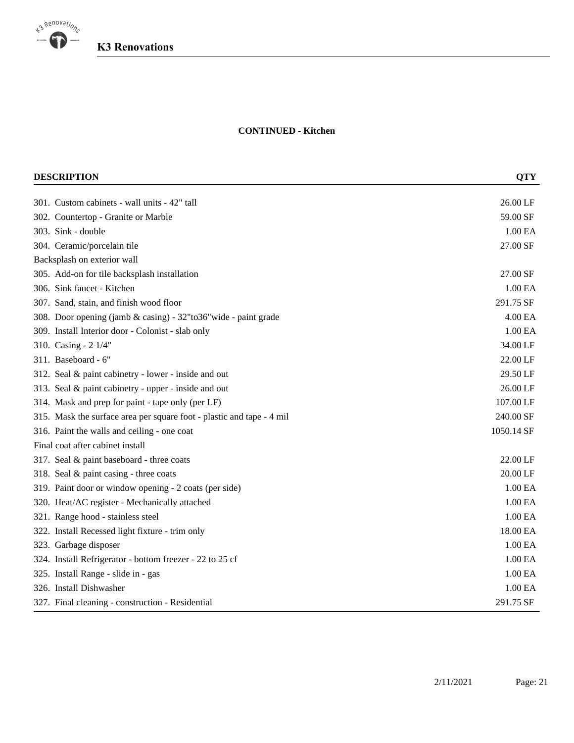**K3 Renovations**

**CONTINUED - Kitchen**

| DESCRIPTION | QTY |
|---|---|
| 301. Custom cabinets - wall units - 42" tall | 26.00 LF |
| 302. Countertop - Granite or Marble | 59.00 SF |
| 303. Sink - double | 1.00 EA |
| 304. Ceramic/porcelain tile | 27.00 SF |
| Backsplash on exterior wall | |
| 305. Add-on for tile backsplash installation | 27.00 SF |
| 306. Sink faucet - Kitchen | 1.00 EA |
| 307. Sand, stain, and finish wood floor | 291.75 SF |
| 308. Door opening (jamb & casing) - 32"to36"wide - paint grade | 4.00 EA |
| 309. Install Interior door - Colonist - slab only | 1.00 EA |
| 310. Casing - 2 1/4" | 34.00 LF |
| 311. Baseboard - 6" | 22.00 LF |
| 312. Seal & paint cabinetry - lower - inside and out | 29.50 LF |
| 313. Seal & paint cabinetry - upper - inside and out | 26.00 LF |
| 314. Mask and prep for paint - tape only (per LF) | 107.00 LF |
| 315. Mask the surface area per square foot - plastic and tape - 4 mil | 240.00 SF |
| 316. Paint the walls and ceiling - one coat | 1050.14 SF |
| Final coat after cabinet install | |
| 317. Seal & paint baseboard - three coats | 22.00 LF |
| 318. Seal & paint casing - three coats | 20.00 LF |
| 319. Paint door or window opening - 2 coats (per side) | 1.00 EA |
| 320. Heat/AC register - Mechanically attached | 1.00 EA |
| 321. Range hood - stainless steel | 1.00 EA |
| 322. Install Recessed light fixture - trim only | 18.00 EA |
| 323. Garbage disposer | 1.00 EA |
| 324. Install Refrigerator - bottom freezer - 22 to 25 cf | 1.00 EA |
| 325. Install Range - slide in - gas | 1.00 EA |
| 326. Install Dishwasher | 1.00 EA |
| 327. Final cleaning - construction - Residential | 291.75 SF |

2/11/2021